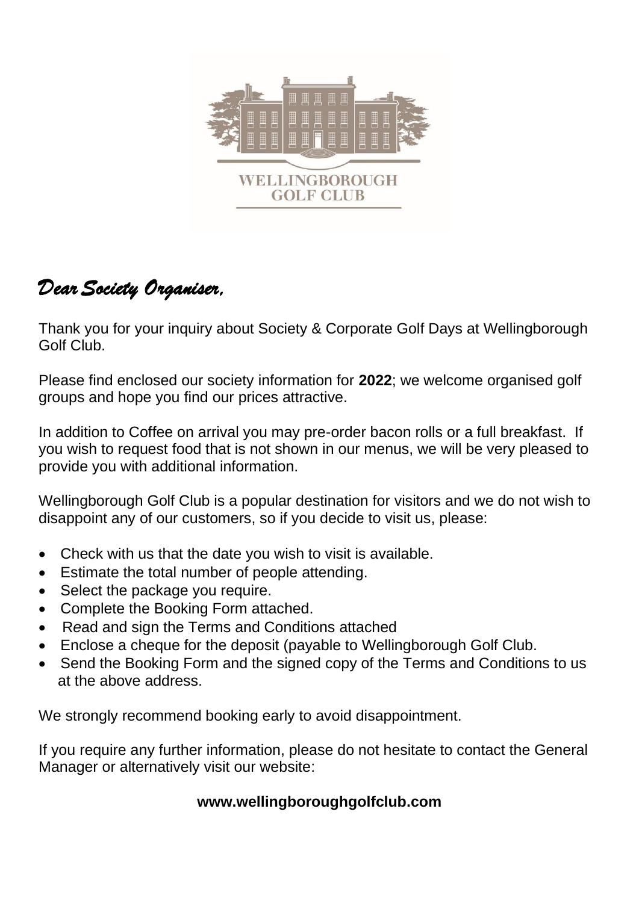WELLINGBOROUGH GOLF CLUB

*Dear Society Organiser,*

Thank you for your inquiry about Society & Corporate Golf Days at Wellingborough Golf Club.

Please find enclosed our society information for **2022**; we welcome organised golf groups and hope you find our prices attractive.

In addition to Coffee on arrival you may pre-order bacon rolls or a full breakfast. If you wish to request food that is not shown in our menus, we will be very pleased to provide you with additional information.

Wellingborough Golf Club is a popular destination for visitors and we do not wish to disappoint any of our customers, so if you decide to visit us, please:

- Check with us that the date you wish to visit is available.
- Estimate the total number of people attending.
- Select the package you require.
- Complete the Booking Form attached.
- Read and sign the Terms and Conditions attached
- Enclose a cheque for the deposit (payable to Wellingborough Golf Club.
- Send the Booking Form and the signed copy of the Terms and Conditions to us at the above address.

We strongly recommend booking early to avoid disappointment.

If you require any further information, please do not hesitate to contact the General Manager or alternatively visit our website:

**www.wellingboroughgolfclub.com**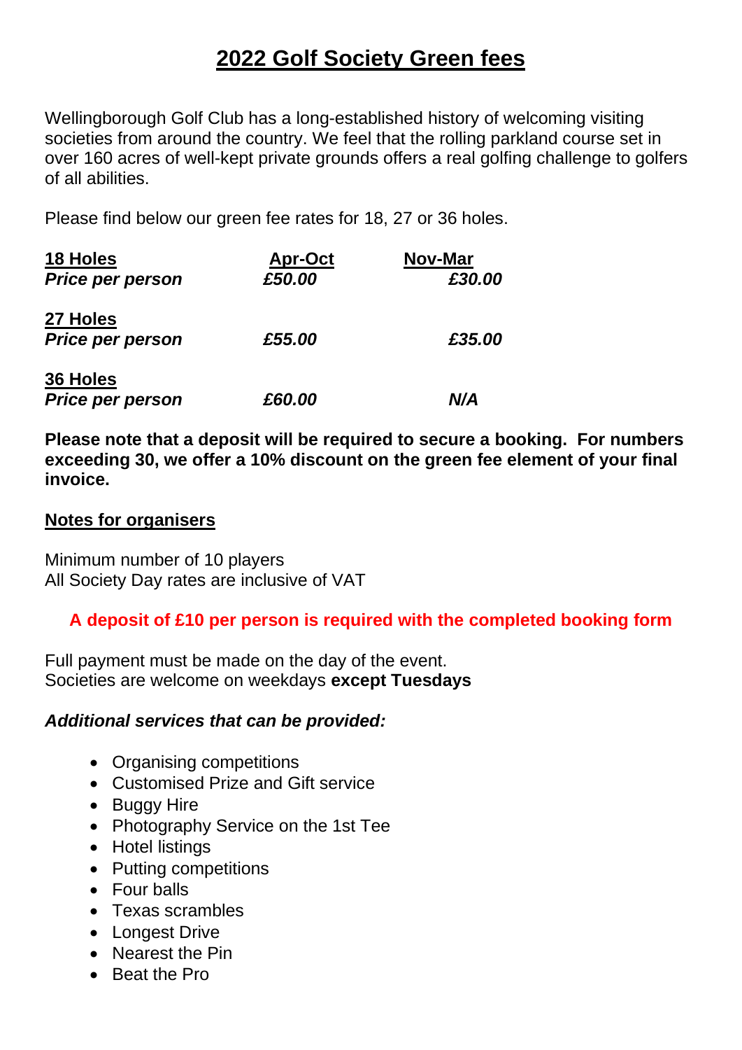# 2022 Golf Society Green fees

Wellingborough Golf Club has a long-established history of welcoming visiting societies from around the country. We feel that the rolling parkland course set in over 160 acres of well-kept private grounds offers a real golfing challenge to golfers of all abilities.

Please find below our green fee rates for 18, 27 or 36 holes.

| | Apr-Oct | Nov-Mar |
|---|---|---|
| **18 Holes** *Price per person* | *£50.00* | *£30.00* |
| **27 Holes** *Price per person* | *£55.00* | *£35.00* |
| **36 Holes** *Price per person* | *£60.00* | *N/A* |

**Please note that a deposit will be required to secure a booking. For numbers exceeding 30, we offer a 10% discount on the green fee element of your final invoice.**

## Notes for organisers

Minimum number of 10 players
All Society Day rates are inclusive of VAT

**A deposit of £10 per person is required with the completed booking form**

Full payment must be made on the day of the event.
Societies are welcome on weekdays **except Tuesdays**

***Additional services that can be provided:***

- Organising competitions
- Customised Prize and Gift service
- Buggy Hire
- Photography Service on the 1st Tee
- Hotel listings
- Putting competitions
- Four balls
- Texas scrambles
- Longest Drive
- Nearest the Pin
- Beat the Pro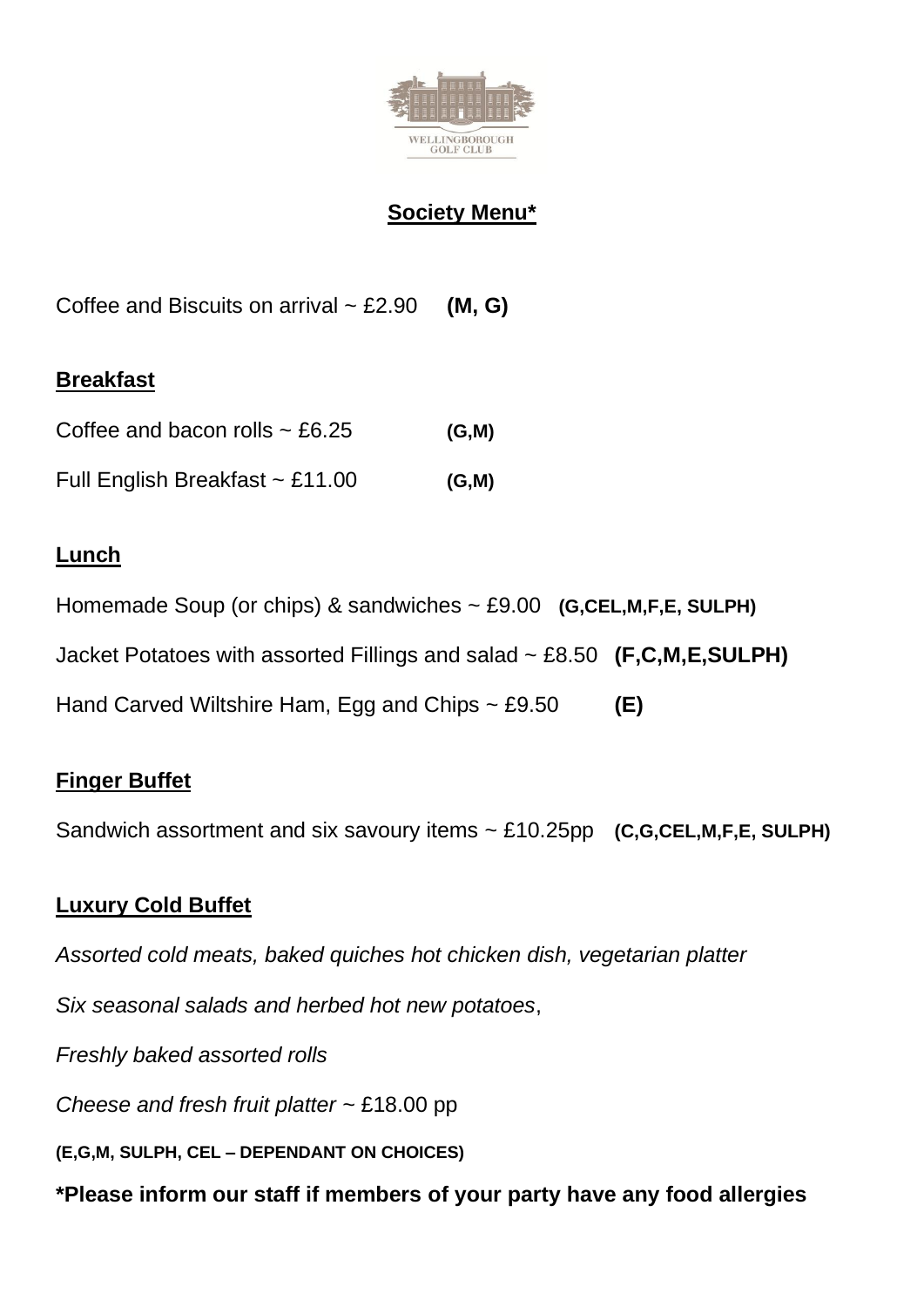# Society Menu*

Coffee and Biscuits on arrival ~ £2.90 **(M, G)**

## Breakfast

Coffee and bacon rolls ~ £6.25 **(G,M)**

Full English Breakfast ~ £11.00 **(G,M)**

## Lunch

Homemade Soup (or chips) & sandwiches ~ £9.00 **(G,CEL,M,F,E, SULPH)**

Jacket Potatoes with assorted Fillings and salad ~ £8.50 **(F,C,M,E,SULPH)**

Hand Carved Wiltshire Ham, Egg and Chips ~ £9.50 **(E)**

## Finger Buffet

Sandwich assortment and six savoury items ~ £10.25pp **(C,G,CEL,M,F,E, SULPH)**

## Luxury Cold Buffet

*Assorted cold meats, baked quiches hot chicken dish, vegetarian platter*

*Six seasonal salads and herbed hot new potatoes*,

*Freshly baked assorted rolls*

*Cheese and fresh fruit platter* ~ £18.00 pp

**(E,G,M, SULPH, CEL – DEPENDANT ON CHOICES)**

**\*Please inform our staff if members of your party have any food allergies**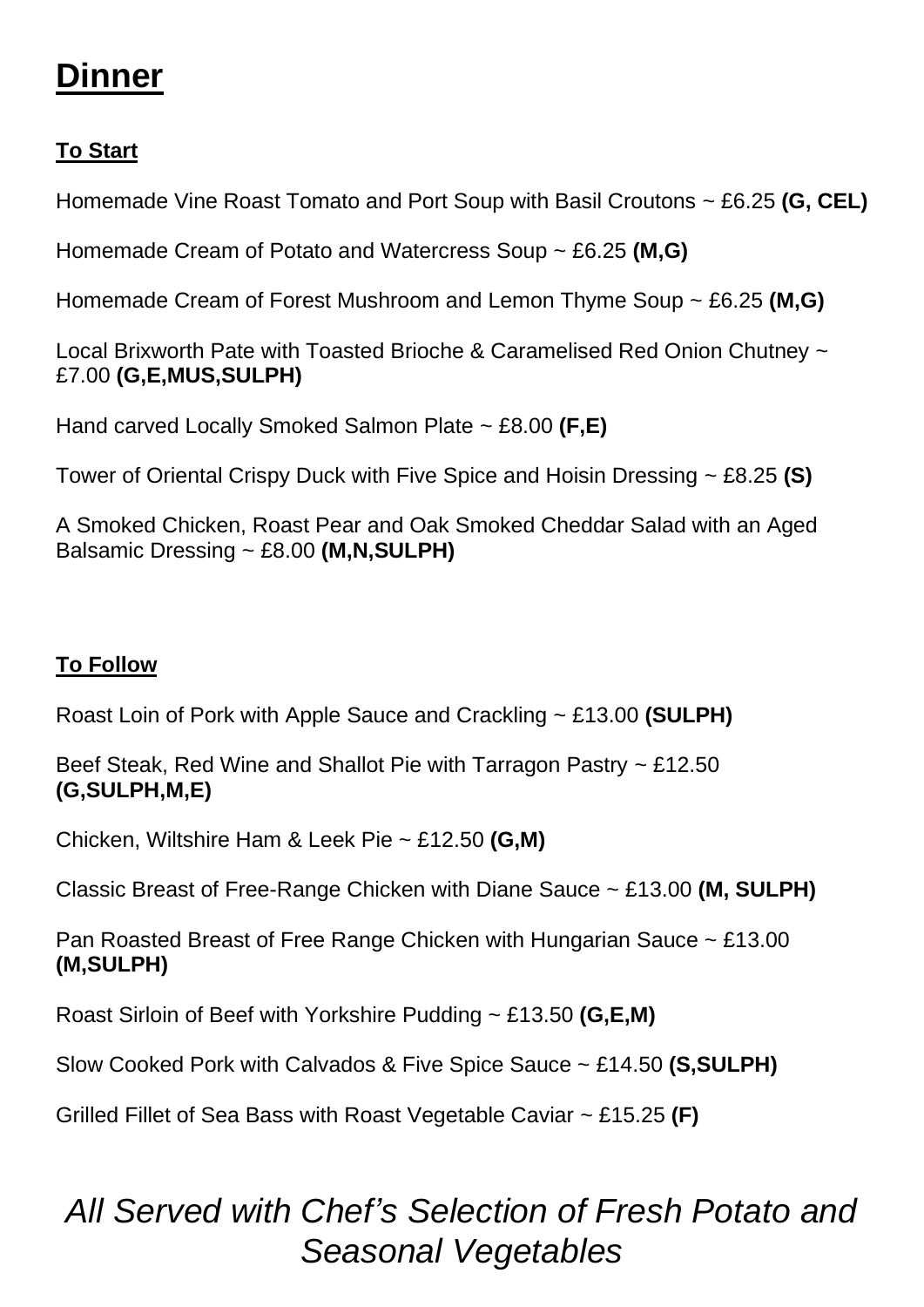# Dinner

## To Start

Homemade Vine Roast Tomato and Port Soup with Basil Croutons ~ £6.25 **(G, CEL)**

Homemade Cream of Potato and Watercress Soup ~ £6.25 **(M,G)**

Homemade Cream of Forest Mushroom and Lemon Thyme Soup ~ £6.25 **(M,G)**

Local Brixworth Pate with Toasted Brioche & Caramelised Red Onion Chutney ~ £7.00 **(G,E,MUS,SULPH)**

Hand carved Locally Smoked Salmon Plate ~ £8.00 **(F,E)**

Tower of Oriental Crispy Duck with Five Spice and Hoisin Dressing ~ £8.25 **(S)**

A Smoked Chicken, Roast Pear and Oak Smoked Cheddar Salad with an Aged Balsamic Dressing ~ £8.00 **(M,N,SULPH)**

## To Follow

Roast Loin of Pork with Apple Sauce and Crackling ~ £13.00 **(SULPH)**

Beef Steak, Red Wine and Shallot Pie with Tarragon Pastry ~ £12.50 **(G,SULPH,M,E)**

Chicken, Wiltshire Ham & Leek Pie ~ £12.50 **(G,M)**

Classic Breast of Free-Range Chicken with Diane Sauce ~ £13.00 **(M, SULPH)**

Pan Roasted Breast of Free Range Chicken with Hungarian Sauce ~ £13.00 **(M,SULPH)**

Roast Sirloin of Beef with Yorkshire Pudding ~ £13.50 **(G,E,M)**

Slow Cooked Pork with Calvados & Five Spice Sauce ~ £14.50 **(S,SULPH)**

Grilled Fillet of Sea Bass with Roast Vegetable Caviar ~ £15.25 **(F)**

*All Served with Chef's Selection of Fresh Potato and Seasonal Vegetables*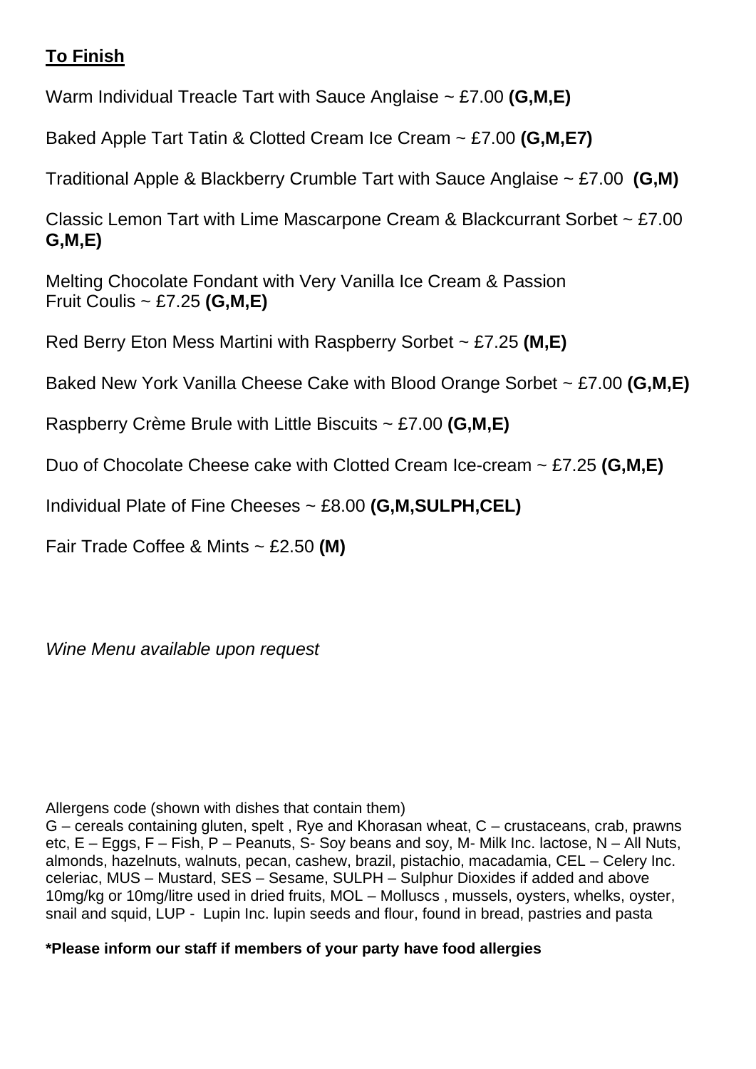**To Finish**

Warm Individual Treacle Tart with Sauce Anglaise ~ £7.00 **(G,M,E)**

Baked Apple Tart Tatin & Clotted Cream Ice Cream ~ £7.00 **(G,M,E7)**

Traditional Apple & Blackberry Crumble Tart with Sauce Anglaise ~ £7.00 **(G,M)**

Classic Lemon Tart with Lime Mascarpone Cream & Blackcurrant Sorbet ~ £7.00 **G,M,E)**

Melting Chocolate Fondant with Very Vanilla Ice Cream & Passion Fruit Coulis ~ £7.25 **(G,M,E)**

Red Berry Eton Mess Martini with Raspberry Sorbet ~ £7.25 **(M,E)**

Baked New York Vanilla Cheese Cake with Blood Orange Sorbet ~ £7.00 **(G,M,E)**

Raspberry Crème Brule with Little Biscuits ~ £7.00 **(G,M,E)**

Duo of Chocolate Cheese cake with Clotted Cream Ice-cream ~ £7.25 **(G,M,E)**

Individual Plate of Fine Cheeses ~ £8.00 **(G,M,SULPH,CEL)**

Fair Trade Coffee & Mints ~ £2.50 **(M)**

*Wine Menu available upon request*

Allergens code (shown with dishes that contain them)
G – cereals containing gluten, spelt , Rye and Khorasan wheat, C – crustaceans, crab, prawns etc, E – Eggs, F – Fish, P – Peanuts, S- Soy beans and soy, M- Milk Inc. lactose, N – All Nuts, almonds, hazelnuts, walnuts, pecan, cashew, brazil, pistachio, macadamia, CEL – Celery Inc. celeriac, MUS – Mustard, SES – Sesame, SULPH – Sulphur Dioxides if added and above 10mg/kg or 10mg/litre used in dried fruits, MOL – Molluscs , mussels, oysters, whelks, oyster, snail and squid, LUP - Lupin Inc. lupin seeds and flour, found in bread, pastries and pasta

**\*Please inform our staff if members of your party have food allergies**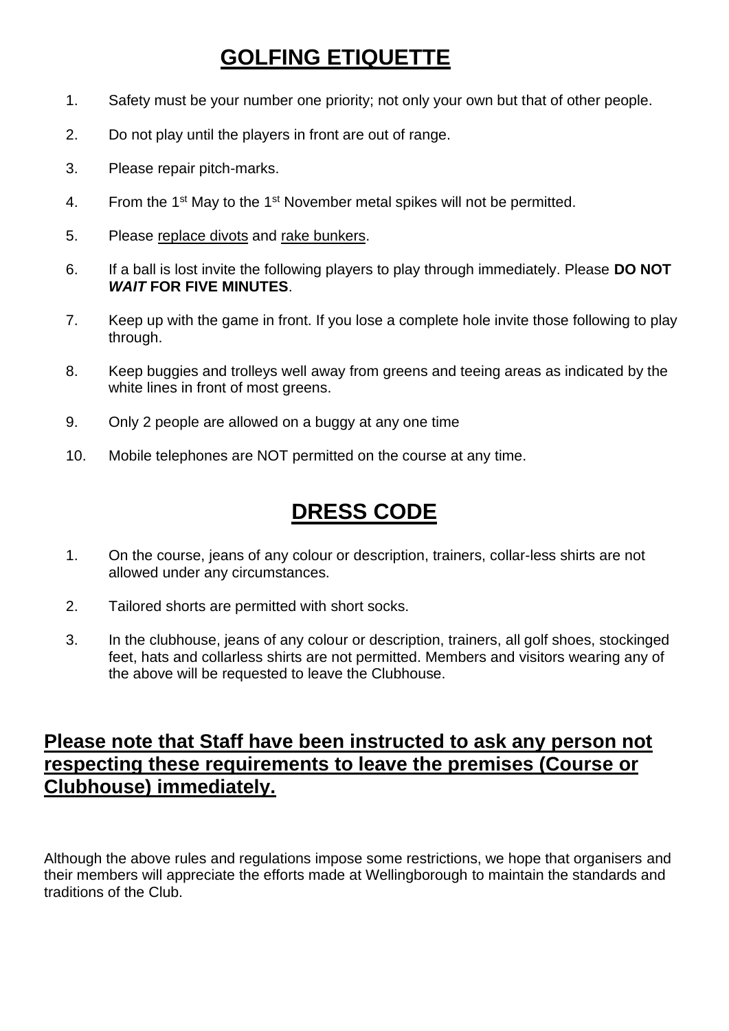# GOLFING ETIQUETTE

1. Safety must be your number one priority; not only your own but that of other people.
2. Do not play until the players in front are out of range.
3. Please repair pitch-marks.
4. From the 1st May to the 1st November metal spikes will not be permitted.
5. Please replace divots and rake bunkers.
6. If a ball is lost invite the following players to play through immediately. Please **DO NOT *WAIT* FOR FIVE MINUTES**.
7. Keep up with the game in front. If you lose a complete hole invite those following to play through.
8. Keep buggies and trolleys well away from greens and teeing areas as indicated by the white lines in front of most greens.
9. Only 2 people are allowed on a buggy at any one time
10. Mobile telephones are NOT permitted on the course at any time.

# DRESS CODE

1. On the course, jeans of any colour or description, trainers, collar-less shirts are not allowed under any circumstances.
2. Tailored shorts are permitted with short socks.
3. In the clubhouse, jeans of any colour or description, trainers, all golf shoes, stockinged feet, hats and collarless shirts are not permitted. Members and visitors wearing any of the above will be requested to leave the Clubhouse.

## Please note that Staff have been instructed to ask any person not respecting these requirements to leave the premises (Course or Clubhouse) immediately.

Although the above rules and regulations impose some restrictions, we hope that organisers and their members will appreciate the efforts made at Wellingborough to maintain the standards and traditions of the Club.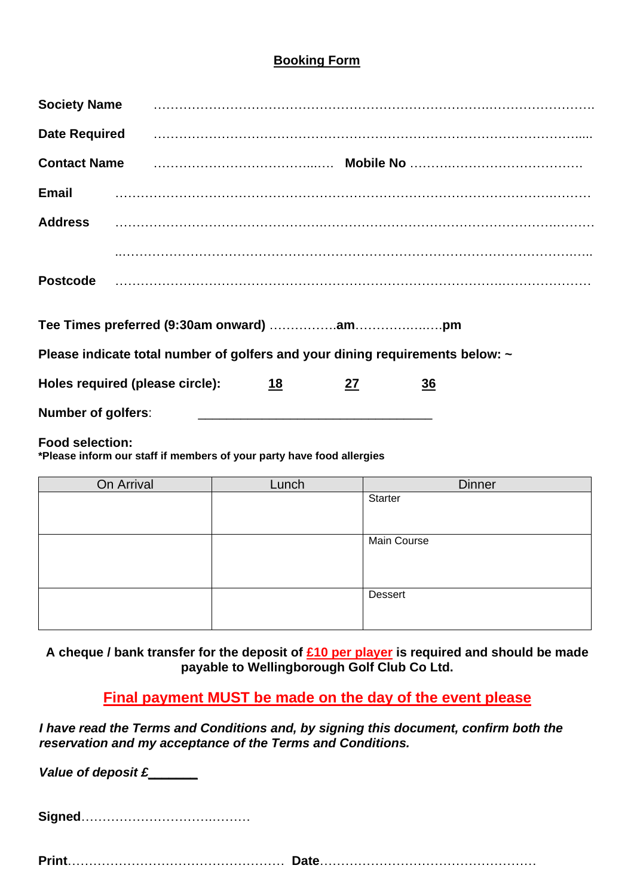## Booking Form

**Society Name** ……………………………………………………………………………………………

**Date Required** ……………………………………………………………………………………………

**Contact Name** ……………………………………… **Mobile No** ……………………………………

**Email** ……………………………………………………………………………………………………

**Address** ……………………………………………………………………………………………………

……………………………………………………………………………………………………………

**Postcode** ……………………………………………………………………………………………………

**Tee Times preferred (9:30am onward)** ……………**am**………………**pm**

**Please indicate total number of golfers and your dining requirements below: ~**

**Holes required (please circle):** **18** **27** **36**

**Number of golfers**: ________________________________

**Food selection:**
**\*Please inform our staff if members of your party have food allergies**

| On Arrival | Lunch | Dinner |
|---|---|---|
| | | Starter |
| | | Main Course |
| | | Dessert |

**A cheque / bank transfer for the deposit of £10 per player is required and should be made payable to Wellingborough Golf Club Co Ltd.**

**Final payment MUST be made on the day of the event please**

***I have read the Terms and Conditions and, by signing this document, confirm both the reservation and my acceptance of the Terms and Conditions.***

***Value of deposit £*_______**

**Signed**……………………………………

**Print**…………………………………………… **Date**……………………………………………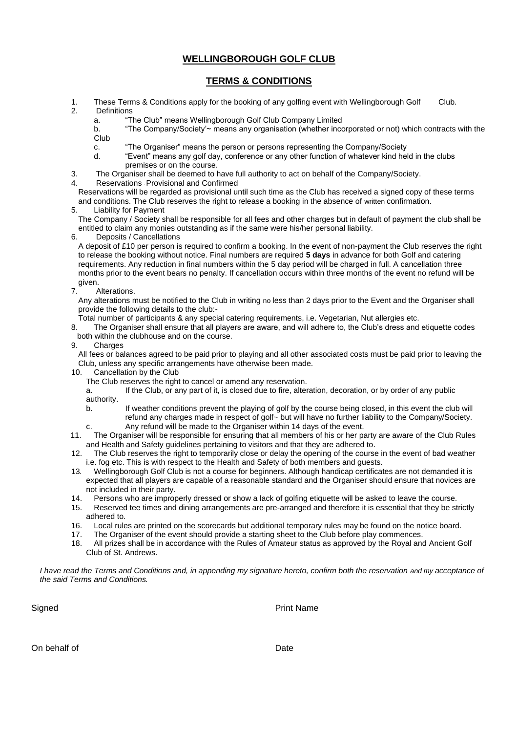# WELLINGBOROUGH GOLF CLUB

## TERMS & CONDITIONS

1. These Terms & Conditions apply for the booking of any golfing event with Wellingborough Golf Club.
2. Definitions
   a. "The Club" means Wellingborough Golf Club Company Limited
   b. "The Company/Society'~ means any organisation (whether incorporated or not) which contracts with the Club
   c. "The Organiser" means the person or persons representing the Company/Society
   d. "Event" means any golf day, conference or any other function of whatever kind held in the clubs premises or on the course.
3. The Organiser shall be deemed to have full authority to act on behalf of the Company/Society.
4. Reservations Provisional and Confirmed

   Reservations will be regarded as provisional until such time as the Club has received a signed copy of these terms and conditions. The Club reserves the right to release a booking in the absence of written confirmation.
5. Liability for Payment

   The Company / Society shall be responsible for all fees and other charges but in default of payment the club shall be entitled to claim any monies outstanding as if the same were his/her personal liability.
6. Deposits / Cancellations

   A deposit of £10 per person is required to confirm a booking. In the event of non-payment the Club reserves the right to release the booking without notice. Final numbers are required **5 days** in advance for both Golf and catering requirements. Any reduction in final numbers within the 5 day period will be charged in full. A cancellation three months prior to the event bears no penalty. If cancellation occurs within three months of the event no refund will be given.
7. Alterations.

   Any alterations must be notified to the Club in writing no less than 2 days prior to the Event and the Organiser shall provide the following details to the club:-

   Total number of participants & any special catering requirements, i.e. Vegetarian, Nut allergies etc.
8. The Organiser shall ensure that all players are aware, and will adhere to, the Club's dress and etiquette codes both within the clubhouse and on the course.
9. Charges

   All fees or balances agreed to be paid prior to playing and all other associated costs must be paid prior to leaving the Club, unless any specific arrangements have otherwise been made.
10. Cancellation by the Club

    The Club reserves the right to cancel or amend any reservation.
    a. If the Club, or any part of it, is closed due to fire, alteration, decoration, or by order of any public authority.
    b. If weather conditions prevent the playing of golf by the course being closed, in this event the club will refund any charges made in respect of golf~ but will have no further liability to the Company/Society.
    c. Any refund will be made to the Organiser within 14 days of the event.
11. The Organiser will be responsible for ensuring that all members of his or her party are aware of the Club Rules and Health and Safety guidelines pertaining to visitors and that they are adhered to.
12. The Club reserves the right to temporarily close or delay the opening of the course in the event of bad weather i.e. fog etc. This is with respect to the Health and Safety of both members and guests.
13. Wellingborough Golf Club is not a course for beginners. Although handicap certificates are not demanded it is expected that all players are capable of a reasonable standard and the Organiser should ensure that novices are not included in their party.
14. Persons who are improperly dressed or show a lack of golfing etiquette will be asked to leave the course.
15. Reserved tee times and dining arrangements are pre-arranged and therefore it is essential that they be strictly adhered to.
16. Local rules are printed on the scorecards but additional temporary rules may be found on the notice board.
17. The Organiser of the event should provide a starting sheet to the Club before play commences.
18. All prizes shall be in accordance with the Rules of Amateur status as approved by the Royal and Ancient Golf Club of St. Andrews.

*I have read the Terms and Conditions and, in appending my signature hereto, confirm both the reservation and my acceptance of the said Terms and Conditions.*

Signed Print Name

On behalf of Date